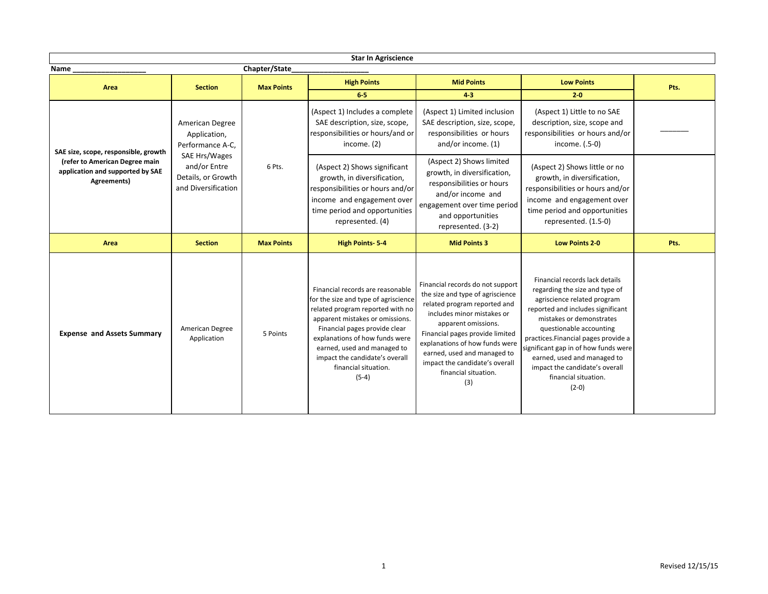# Star In Agriscience

**Name** __________________ **Chapter/State**__________________

| Area | Section | Max Points | High Points 6-5 | Mid Points 4-3 | Low Points 2-0 | Pts. |
|---|---|---|---|---|---|---|
| **SAE size, scope, responsible, growth (refer to American Degree main application and supported by SAE Agreements)** | American Degree Application, Performance A-C, SAE Hrs/Wages and/or Entre Details, or Growth and Diversification | 6 Pts. | (Aspect 1) Includes a complete SAE description, size, scope, responsibilities or hours/and or income. (2) | (Aspect 1) Limited inclusion SAE description, size, scope, responsibilities or hours and/or income. (1) | (Aspect 1) Little to no SAE description, size, scope and responsibilities or hours and/or income. (.5-0) | _______ |
| | | | (Aspect 2) Shows significant growth, in diversification, responsibilities or hours and/or income and engagement over time period and opportunities represented. (4) | (Aspect 2) Shows limited growth, in diversification, responsibilities or hours and/or income and engagement over time period and opportunities represented. (3-2) | (Aspect 2) Shows little or no growth, in diversification, responsibilities or hours and/or income and engagement over time period and opportunities represented. (1.5-0) | |
| **Area** | **Section** | **Max Points** | **High Points- 5-4** | **Mid Points 3** | **Low Points 2-0** | **Pts.** |
| **Expense and Assets Summary** | American Degree Application | 5 Points | Financial records are reasonable for the size and type of agriscience related program reported with no apparent mistakes or omissions. Financial pages provide clear explanations of how funds were earned, used and managed to impact the candidate's overall financial situation. (5-4) | Financial records do not support the size and type of agriscience related program reported and includes minor mistakes or apparent omissions. Financial pages provide limited explanations of how funds were earned, used and managed to impact the candidate's overall financial situation. (3) | Financial records lack details regarding the size and type of agriscience related program reported and includes significant mistakes or demonstrates questionable accounting practices.Financial pages provide a significant gap in of how funds were earned, used and managed to impact the candidate's overall financial situation. (2-0) | |

Revised 12/15/15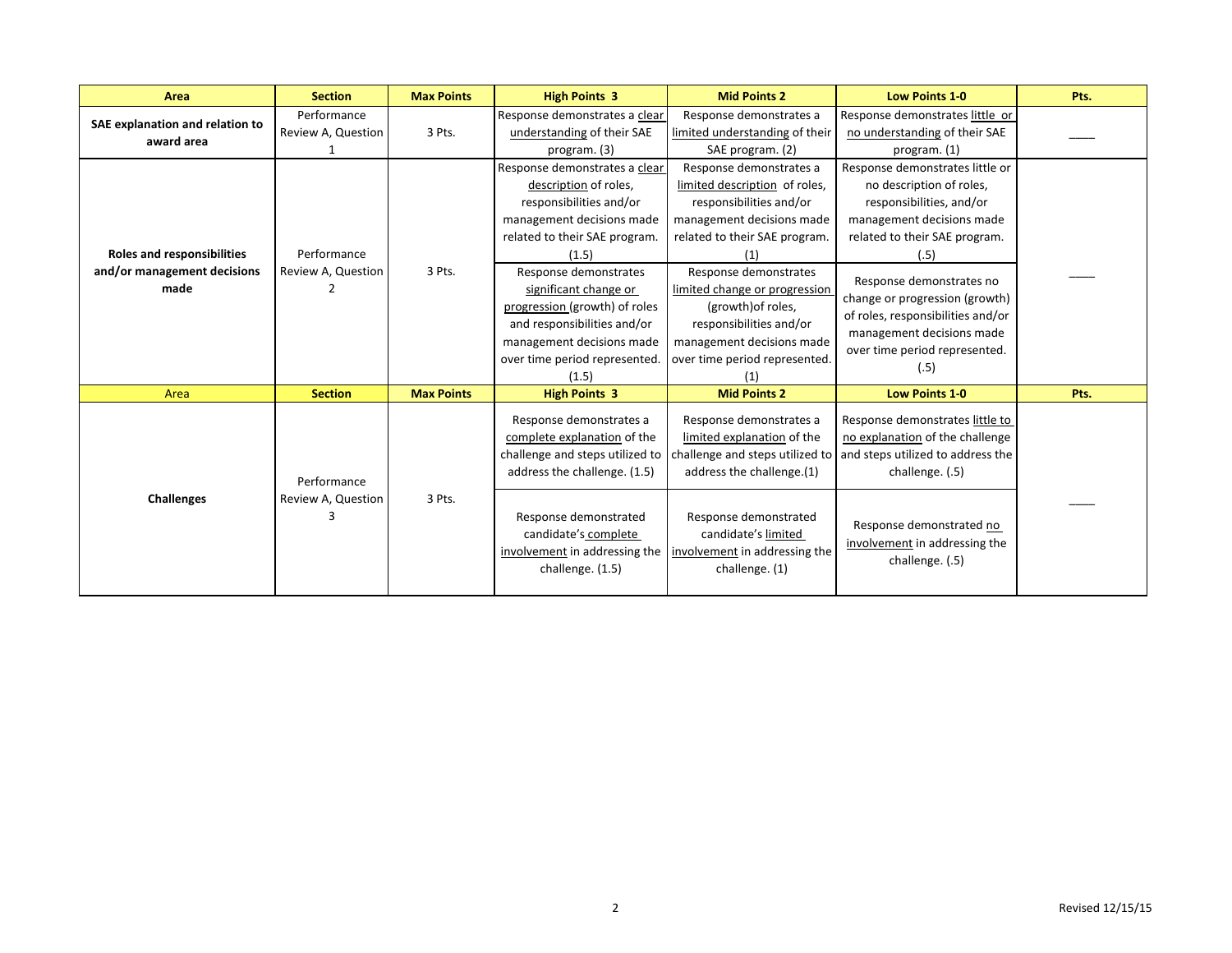| Area | Section | Max Points | High Points 3 | Mid Points 2 | Low Points 1-0 | Pts. |
|---|---|---|---|---|---|---|
| **SAE explanation and relation to award area** | Performance Review A, Question 1 | 3 Pts. | Response demonstrates a clear understanding of their SAE program. (3) | Response demonstrates a limited understanding of their SAE program. (2) | Response demonstrates little or no understanding of their SAE program. (1) | ____ |
| **Roles and responsibilities and/or management decisions made** | Performance Review A, Question 2 | 3 Pts. | Response demonstrates a clear description of roles, responsibilities and/or management decisions made related to their SAE program. (1.5)<br><br>Response demonstrates significant change or progression (growth) of roles and responsibilities and/or management decisions made over time period represented. (1.5) | Response demonstrates a limited description of roles, responsibilities and/or management decisions made related to their SAE program. (1)<br><br>Response demonstrates limited change or progression (growth)of roles, responsibilities and/or management decisions made over time period represented. (1) | Response demonstrates little or no description of roles, responsibilities, and/or management decisions made related to their SAE program. (.5)<br><br>Response demonstrates no change or progression (growth) of roles, responsibilities and/or management decisions made over time period represented. (.5) | ____ |
| Area | **Section** | **Max Points** | **High Points 3** | **Mid Points 2** | **Low Points 1-0** | **Pts.** |
| **Challenges** | Performance Review A, Question 3 | 3 Pts. | Response demonstrates a complete explanation of the challenge and steps utilized to address the challenge. (1.5)<br><br>Response demonstrated candidate's complete involvement in addressing the challenge. (1.5) | Response demonstrates a limited explanation of the challenge and steps utilized to address the challenge.(1)<br><br>Response demonstrated candidate's limited involvement in addressing the challenge. (1) | Response demonstrates little to no explanation of the challenge and steps utilized to address the challenge. (.5)<br><br>Response demonstrated no involvement in addressing the challenge. (.5) | ____ |

Revised 12/15/15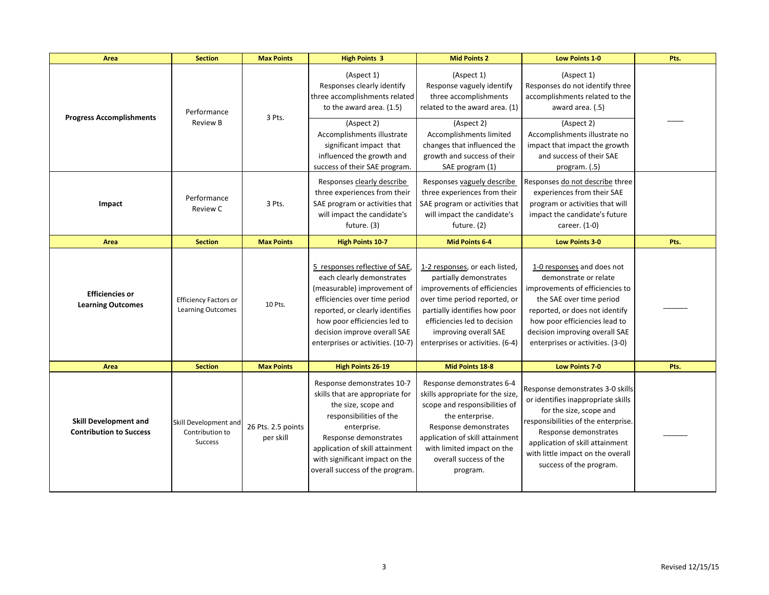| Area | Section | Max Points | High Points 3 | Mid Points 2 | Low Points 1-0 | Pts. |
|---|---|---|---|---|---|---|
| **Progress Accomplishments** | Performance Review B | 3 Pts. | (Aspect 1) Responses clearly identify three accomplishments related to the award area. (1.5)<br><br>(Aspect 2) Accomplishments illustrate significant impact that influenced the growth and success of their SAE program. | (Aspect 1) Response vaguely identify three accomplishments related to the award area. (1)<br><br>(Aspect 2) Accomplishments limited changes that influenced the growth and success of their SAE program (1) | (Aspect 1) Responses do not identify three accomplishments related to the award area. (.5)<br><br>(Aspect 2) Accomplishments illustrate no impact that impact the growth and success of their SAE program. (.5) | ____ |
| **Impact** | Performance Review C | 3 Pts. | Responses clearly describe three experiences from their SAE program or activities that will impact the candidate's future. (3) | Responses vaguely describe three experiences from their SAE program or activities that will impact the candidate's future. (2) | Responses do not describe three experiences from their SAE program or activities that will impact the candidate's future career. (1-0) | |
| **Area** | **Section** | **Max Points** | **High Points 10-7** | **Mid Points 6-4** | **Low Points 3-0** | **Pts.** |
| **Efficiencies or Learning Outcomes** | Efficiency Factors or Learning Outcomes | 10 Pts. | 5 responses reflective of SAE, each clearly demonstrates (measurable) improvement of efficiencies over time period reported, or clearly identifies how poor efficiencies led to decision improve overall SAE enterprises or activities. (10-7) | 1-2 responses, or each listed, partially demonstrates improvements of efficiencies over time period reported, or partially identifies how poor efficiencies led to decision improving overall SAE enterprises or activities. (6-4) | 1-0 responses and does not demonstrate or relate improvements of efficiencies to the SAE over time period reported, or does not identify how poor efficiencies lead to decision improving overall SAE enterprises or activities. (3-0) | ______ |
| **Area** | **Section** | **Max Points** | **High Points 26-19** | **Mid Points 18-8** | **Low Points 7-0** | **Pts.** |
| **Skill Development and Contribution to Success** | Skill Development and Contribution to Success | 26 Pts. 2.5 points per skill | Response demonstrates 10-7 skills that are appropriate for the size, scope and responsibilities of the enterprise. Response demonstrates application of skill attainment with significant impact on the overall success of the program. | Response demonstrates 6-4 skills appropriate for the size, scope and responsibilities of the enterprise. Response demonstrates application of skill attainment with limited impact on the overall success of the program. | Response demonstrates 3-0 skills or identifies inappropriate skills for the size, scope and responsibilities of the enterprise. Response demonstrates application of skill attainment with little impact on the overall success of the program. | ______ |

Revised 12/15/15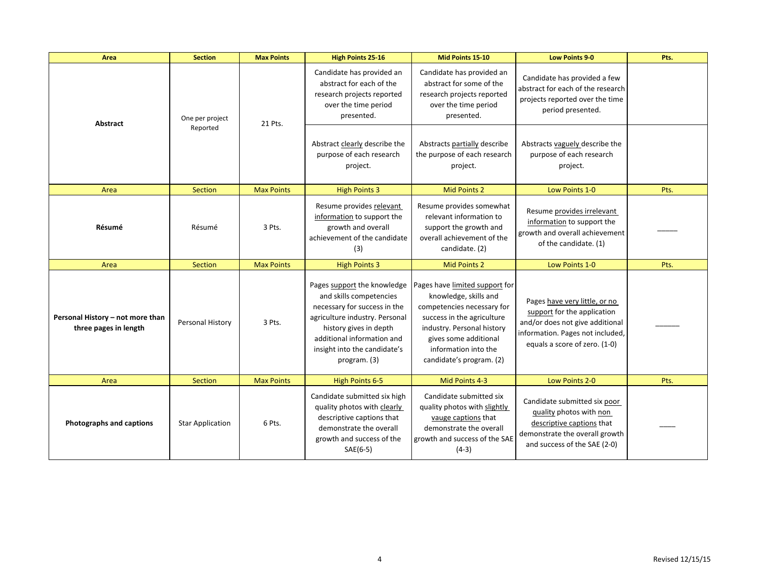| Area | Section | Max Points | High Points 25-16 | Mid Points 15-10 | Low Points 9-0 | Pts. |
|---|---|---|---|---|---|---|
| **Abstract** | One per project Reported | 21 Pts. | Candidate has provided an abstract for each of the research projects reported over the time period presented. | Candidate has provided an abstract for some of the research projects reported over the time period presented. | Candidate has provided a few abstract for each of the research projects reported over the time period presented. | |
| | | | Abstract clearly describe the purpose of each research project. | Abstracts partially describe the purpose of each research project. | Abstracts vaguely describe the purpose of each research project. | |
| Area | Section | Max Points | High Points 3 | Mid Points 2 | Low Points 1-0 | Pts. |
| **Résumé** | Résumé | 3 Pts. | Resume provides relevant information to support the growth and overall achievement of the candidate (3) | Resume provides somewhat relevant information to support the growth and overall achievement of the candidate. (2) | Resume provides irrelevant information to support the growth and overall achievement of the candidate. (1) | _____ |
| Area | Section | Max Points | High Points 3 | Mid Points 2 | Low Points 1-0 | Pts. |
| **Personal History – not more than three pages in length** | Personal History | 3 Pts. | Pages support the knowledge and skills competencies necessary for success in the agriculture industry. Personal history gives in depth additional information and insight into the candidate's program. (3) | Pages have limited support for knowledge, skills and competencies necessary for success in the agriculture industry. Personal history gives some additional information into the candidate's program. (2) | Pages have very little, or no support for the application and/or does not give additional information. Pages not included, equals a score of zero. (1-0) | ______ |
| Area | Section | Max Points | High Points 6-5 | Mid Points 4-3 | Low Points 2-0 | Pts. |
| **Photographs and captions** | Star Application | 6 Pts. | Candidate submitted six high quality photos with clearly descriptive captions that demonstrate the overall growth and success of the SAE(6-5) | Candidate submitted six quality photos with slightly vauge captions that demonstrate the overall growth and success of the SAE (4-3) | Candidate submitted six poor quality photos with non descriptive captions that demonstrate the overall growth and success of the SAE (2-0) | ____ |

Revised 12/15/15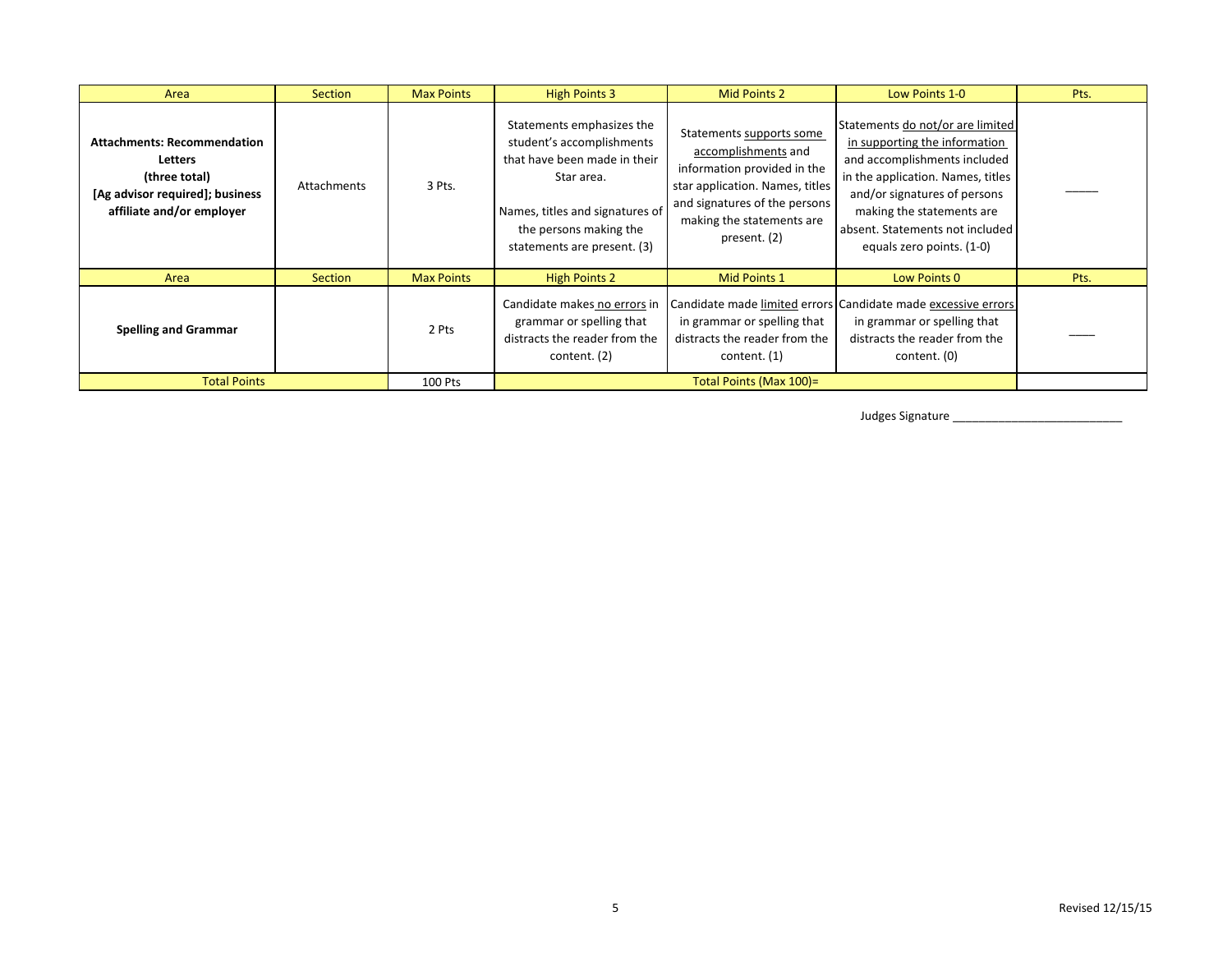| Area | Section | Max Points | High Points 3 | Mid Points 2 | Low Points 1-0 | Pts. |
|---|---|---|---|---|---|---|
| **Attachments: Recommendation Letters (three total) [Ag advisor required]; business affiliate and/or employer** | Attachments | 3 Pts. | Statements emphasizes the student's accomplishments that have been made in their Star area.<br><br>Names, titles and signatures of the persons making the statements are present. (3) | Statements supports some accomplishments and information provided in the star application. Names, titles and signatures of the persons making the statements are present. (2) | Statements do not/or are limited in supporting the information and accomplishments included in the application. Names, titles and/or signatures of persons making the statements are absent. Statements not included equals zero points. (1-0) | _____ |
| **Area** | **Section** | **Max Points** | **High Points 2** | **Mid Points 1** | **Low Points 0** | **Pts.** |
| **Spelling and Grammar** | | 2 Pts | Candidate makes no errors in grammar or spelling that distracts the reader from the content. (2) | Candidate made limited errors in grammar or spelling that distracts the reader from the content. (1) | Candidate made excessive errors in grammar or spelling that distracts the reader from the content. (0) | ____ |
| Total Points | | 100 Pts | Total Points (Max 100)= | | | |

Judges Signature ___________________________

Revised 12/15/15